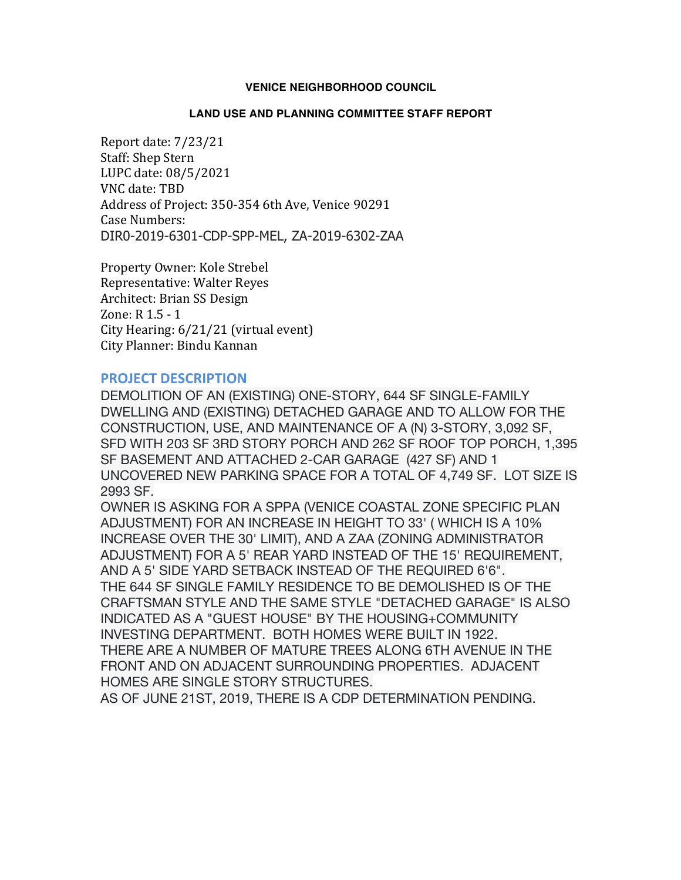**VENICE NEIGHBORHOOD COUNCIL**

**LAND USE AND PLANNING COMMITTEE STAFF REPORT**

Report date: 7/23/21
Staff: Shep Stern
LUPC date: 08/5/2021
VNC date: TBD
Address of Project: 350-354 6th Ave, Venice 90291
Case Numbers:
DIR0-2019-6301-CDP-SPP-MEL, ZA-2019-6302-ZAA

Property Owner: Kole Strebel
Representative: Walter Reyes
Architect: Brian SS Design
Zone: R 1.5 - 1
City Hearing: 6/21/21 (virtual event)
City Planner: Bindu Kannan

## PROJECT DESCRIPTION

DEMOLITION OF AN (EXISTING) ONE-STORY, 644 SF SINGLE-FAMILY DWELLING AND (EXISTING) DETACHED GARAGE AND TO ALLOW FOR THE CONSTRUCTION, USE, AND MAINTENANCE OF A (N) 3-STORY, 3,092 SF, SFD WITH 203 SF 3RD STORY PORCH AND 262 SF ROOF TOP PORCH, 1,395 SF BASEMENT AND ATTACHED 2-CAR GARAGE (427 SF) AND 1 UNCOVERED NEW PARKING SPACE FOR A TOTAL OF 4,749 SF. LOT SIZE IS 2993 SF.

OWNER IS ASKING FOR A SPPA (VENICE COASTAL ZONE SPECIFIC PLAN ADJUSTMENT) FOR AN INCREASE IN HEIGHT TO 33' ( WHICH IS A 10% INCREASE OVER THE 30' LIMIT), AND A ZAA (ZONING ADMINISTRATOR ADJUSTMENT) FOR A 5' REAR YARD INSTEAD OF THE 15' REQUIREMENT, AND A 5' SIDE YARD SETBACK INSTEAD OF THE REQUIRED 6'6".

THE 644 SF SINGLE FAMILY RESIDENCE TO BE DEMOLISHED IS OF THE CRAFTSMAN STYLE AND THE SAME STYLE "DETACHED GARAGE" IS ALSO INDICATED AS A "GUEST HOUSE" BY THE HOUSING+COMMUNITY INVESTING DEPARTMENT. BOTH HOMES WERE BUILT IN 1922.

THERE ARE A NUMBER OF MATURE TREES ALONG 6TH AVENUE IN THE FRONT AND ON ADJACENT SURROUNDING PROPERTIES. ADJACENT HOMES ARE SINGLE STORY STRUCTURES.

AS OF JUNE 21ST, 2019, THERE IS A CDP DETERMINATION PENDING.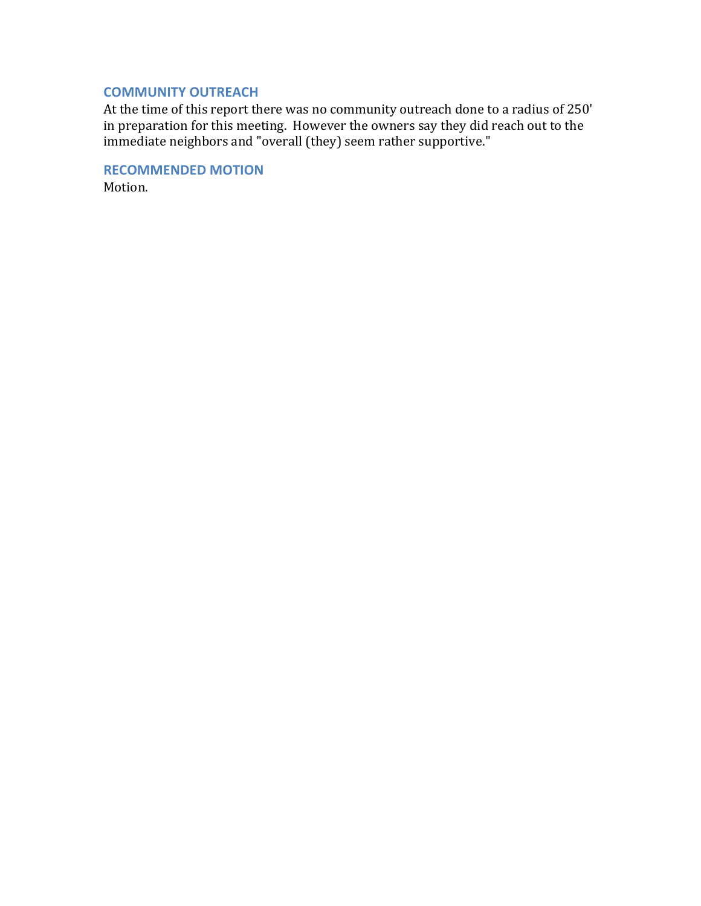## COMMUNITY OUTREACH

At the time of this report there was no community outreach done to a radius of 250' in preparation for this meeting. However the owners say they did reach out to the immediate neighbors and "overall (they) seem rather supportive."

## RECOMMENDED MOTION

Motion.